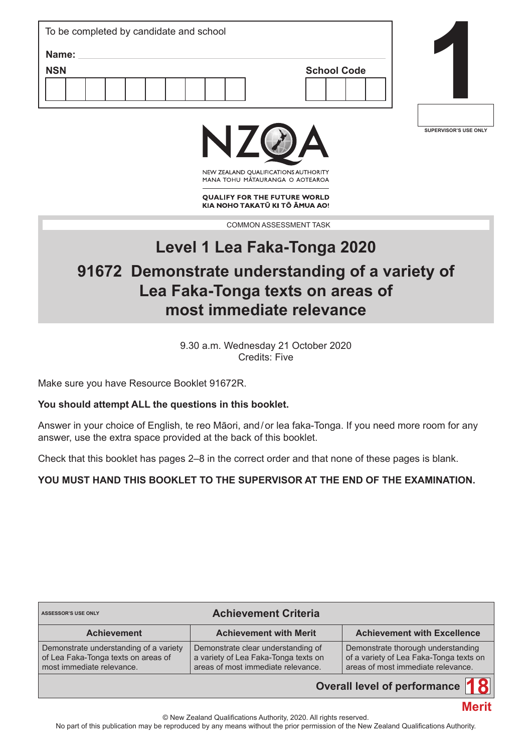To be completed by candidate and school

**Name:**

**NSN**

**School Code**

# 1

SUPERVISOR'S USE ONLY

NZQA

NEW ZEALAND QUALIFICATIONS AUTHORITY
MANA TOHU MĀTAURANGA O AOTEAROA

**QUALIFY FOR THE FUTURE WORLD**
**KIA NOHO TAKATŪ KI TŌ ĀMUA AO!**

COMMON ASSESSMENT TASK

# Level 1 Lea Faka-Tonga 2020

# 91672 Demonstrate understanding of a variety of Lea Faka-Tonga texts on areas of most immediate relevance

9.30 a.m. Wednesday 21 October 2020
Credits: Five

Make sure you have Resource Booklet 91672R.

**You should attempt ALL the questions in this booklet.**

Answer in your choice of English, te reo Māori, and / or lea faka-Tonga. If you need more room for any answer, use the extra space provided at the back of this booklet.

Check that this booklet has pages 2–8 in the correct order and that none of these pages is blank.

**YOU MUST HAND THIS BOOKLET TO THE SUPERVISOR AT THE END OF THE EXAMINATION.**

| ASSESSOR'S USE ONLY | **Achievement Criteria** | |
|---|---|---|
| **Achievement** | **Achievement with Merit** | **Achievement with Excellence** |
| Demonstrate understanding of a variety of Lea Faka-Tonga texts on areas of most immediate relevance. | Demonstrate clear understanding of a variety of Lea Faka-Tonga texts on areas of most immediate relevance. | Demonstrate thorough understanding of a variety of Lea Faka-Tonga texts on areas of most immediate relevance. |
| | | **Overall level of performance** 18 |

Merit

© New Zealand Qualifications Authority, 2020. All rights reserved.
No part of this publication may be reproduced by any means without the prior permission of the New Zealand Qualifications Authority.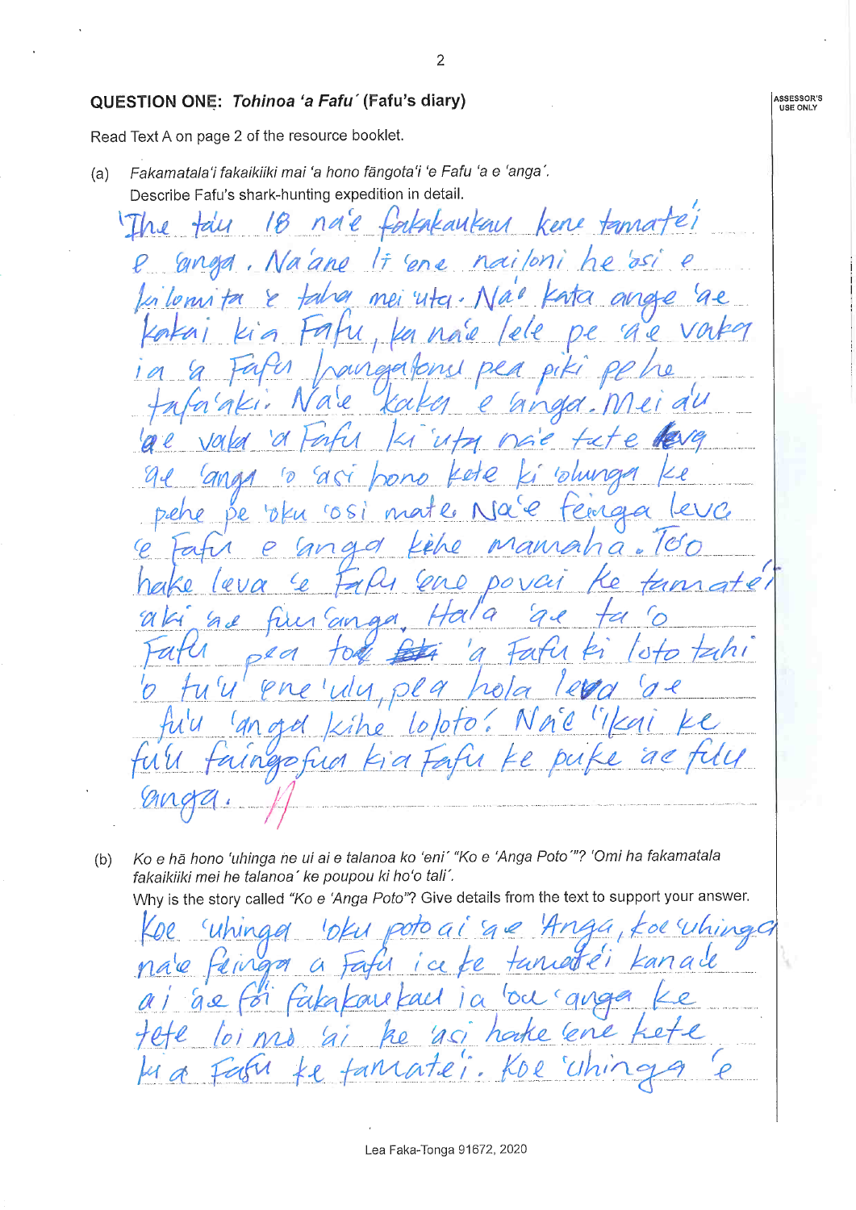## QUESTION ONE: *Tohinoa 'a Fafu´* (Fafu's diary)

Read Text A on page 2 of the resource booklet.

(a) *Fakamatala'i fakaikiiki mai 'a hono fāngota'i 'e Fafu 'a e 'anga´.*
Describe Fafu's shark-hunting expedition in detail.

'The taú 18 na'e fakakaukau kene tamate'i e 'anga. Na'ane li 'ene nailoni he 'osi e kilomita 'e taha mei 'uta. Na'e kata ange 'ae kakai kia Fafu, ka na'e lele pe 'a e vaka ia 'a Fafu hangatonu pea piki pe he tafa'aki. Na'e kaka e 'anga. Mei a'u 'ae vaka 'a Fafu ki 'uta na'e tete leva 'ae 'anga 'o 'asi hono kete ki 'olunga ke pehe pe 'oku 'osi mate. Na'e feinga leva 'e Fafu e 'anga kehe mamaha. Ko 'o hake leva 'e Fafu 'ene povai ke tamate'i 'aki 'ae fuu 'anga. Hala 'ae ta 'o Fafu pea tō 'a Fafu ki loto tahi 'o fu'u 'ene 'ulu, pea hola leva 'ae fu'u 'anga kihe loloto. Na'e 'ikai ke fu'u faingofua kia Fafu ke puke 'ae fuu 'anga.

(b) *Ko e hā hono 'uhinga ne ui ai e talanoa ko 'eni´ "Ko e 'Anga Poto´"? 'Omi ha fakamatala fakaikiiki mei he talanoa´ ke poupou ki ho'o tali´.*
Why is the story called "Ko e 'Anga Poto"? Give details from the text to support your answer.

Koe 'uhinga 'oku poto ai 'a e 'Anga, koe 'uhinga na'e feinga a Fafu ia ke tamate'i kana'e ai 'ae fōi fakakaukau ia 'oe 'anga ke tete loi mo 'ai ke 'asi hake 'ene kete kia Fafu ke tamate'i. Koe 'uhinga 'e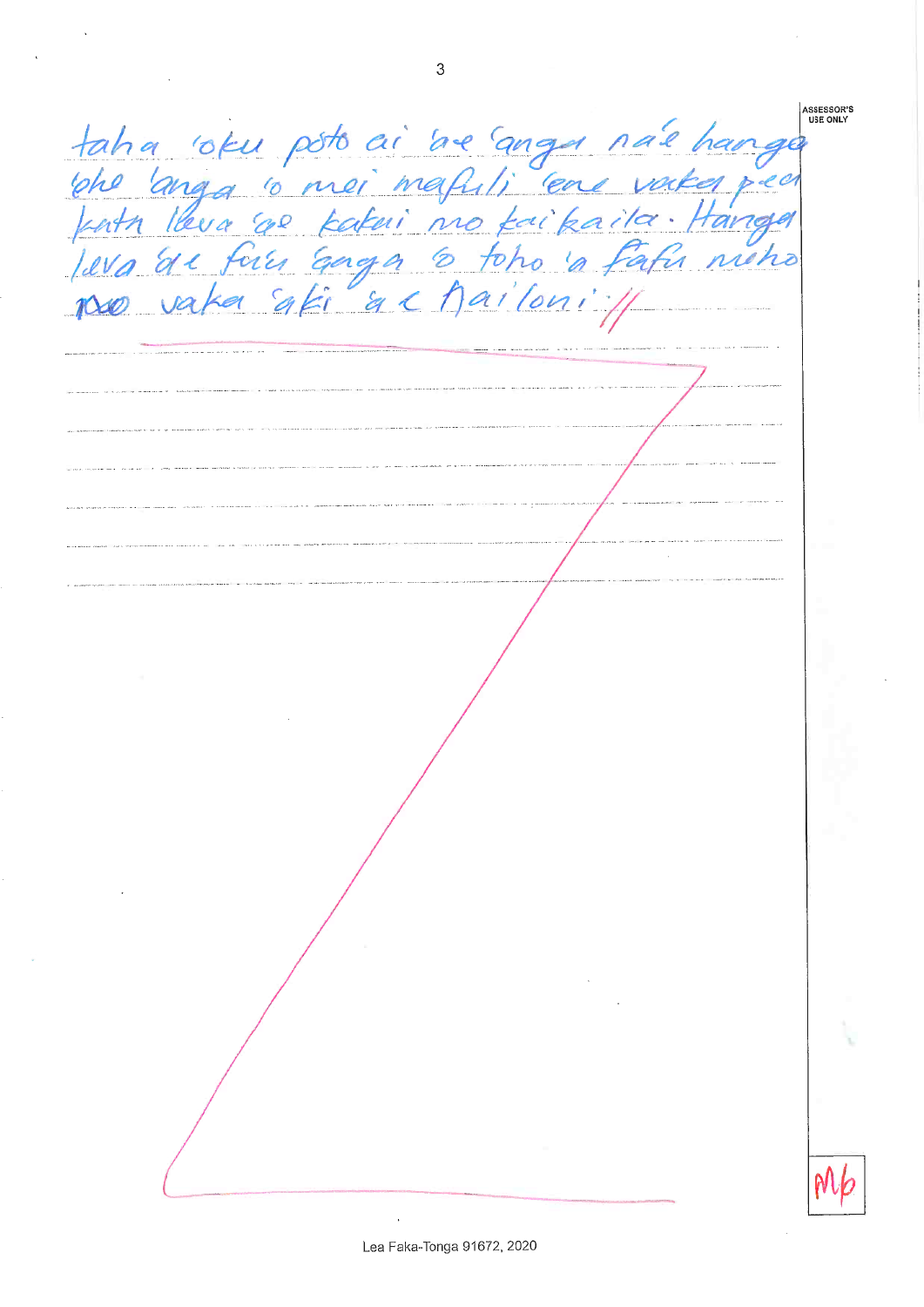taha 'oku pōto ai 'ae 'anga na'e hanga 'ehe 'anga 'o mei mafuli 'ene vaka pea kutu lava 'ae kakai mo faikaila. Hanga leva 'ae fuu 'aga 'o toho 'a fafa moho ~~no~~ vaka 'aki 'a e nailoni.//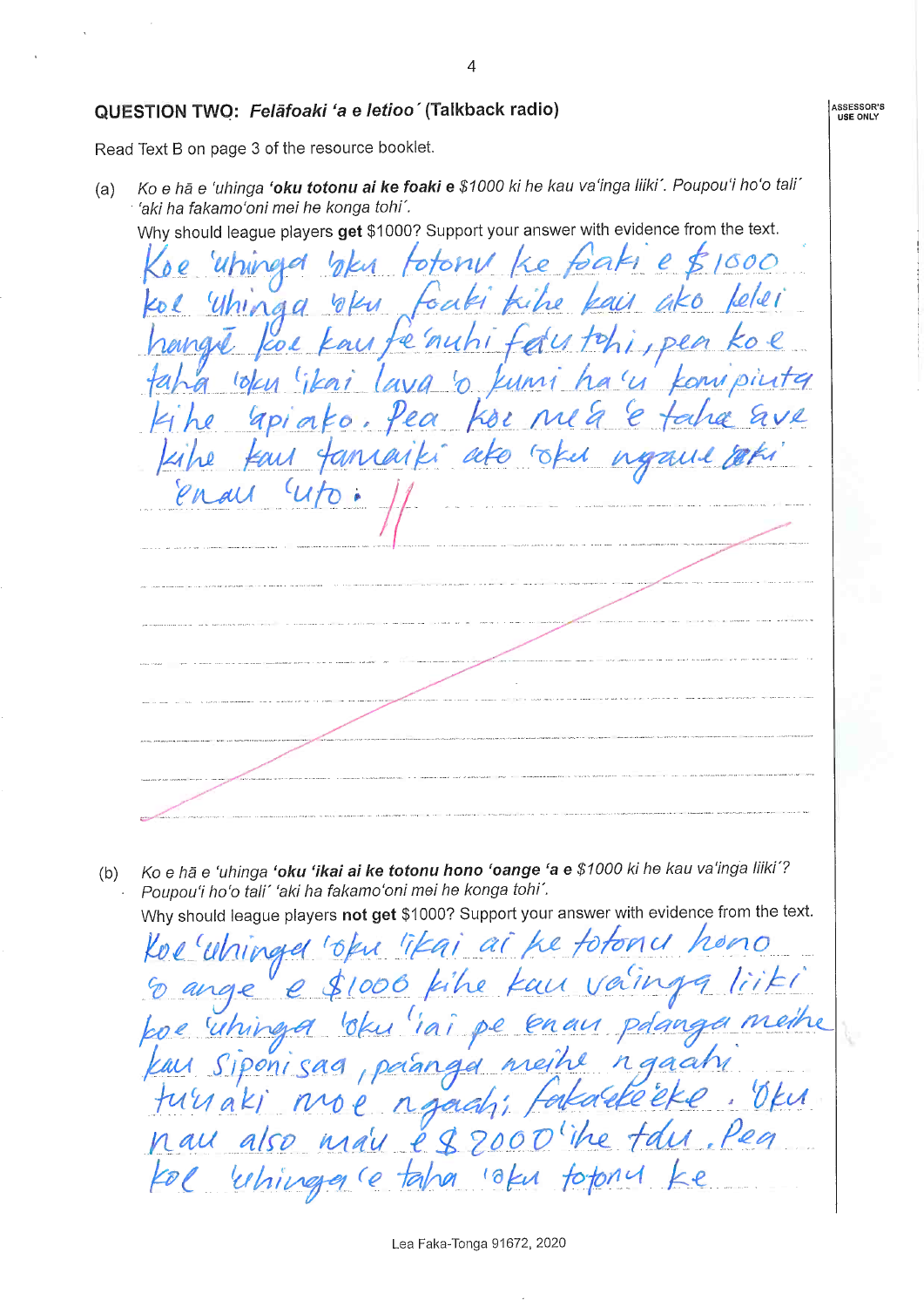## QUESTION TWO: *Felāfoaki 'a e letioo´* (Talkback radio)

Read Text B on page 3 of the resource booklet.

(a) *Ko e hā e 'uhinga* ***'oku totonu ai ke foaki e*** *$1000 ki he kau va'inga liiki´. Poupou'i ho'o tali´ 'aki ha fakamo'oni mei he konga tohi´.*

Why should league players **get** $1000? Support your answer with evidence from the text.

Koe 'uhinga 'oku totonu ke foaki e $1000 koe 'uhinga 'oku foaki kihe kau ako lelei hangē koe kau fe'auhi fāu tohi, pea ko e taha 'oku 'ikai lava 'o kumi ha'u komipiuta kihe 'apiako. Pea koe me'a 'e taha ave kihe kau tamaiki ako 'oku ngaue 'aki 'enau 'uto.

(b) *Ko e hā e 'uhinga* ***'oku 'ikai ai ke totonu hono 'oange 'a e*** *$1000 ki he kau va'inga liiki´? Poupou'i ho'o tali´ 'aki ha fakamo'oni mei he konga tohi´.*

Why should league players **not get** $1000? Support your answer with evidence from the text.

Koe 'uhinga 'oku 'ikai ai ke totonu hono 'o ange e $1000 kihe kau va'inga liiki koe 'uhinga 'oku 'iai pe enau pa'anga meihe kau Siponisaa, pa'anga meihe ngaahi tu'uaki moe ngaahi fakafeke'eke. 'Oku nau also ma'u e $2000 'ihe taū. Pea koe 'uhinga 'e taha 'oku totonu ke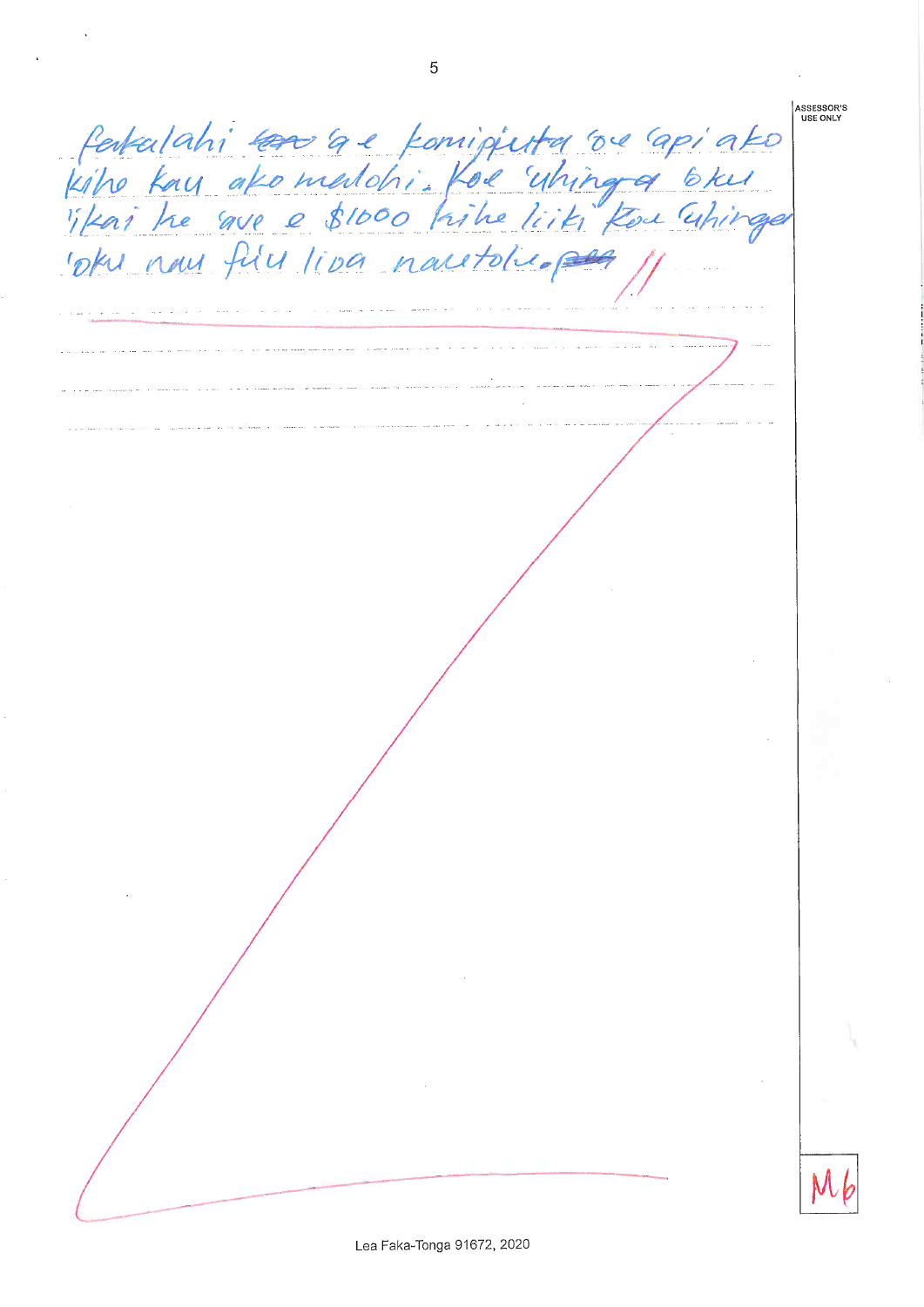fakalahi ~~...~~ 'a e komipiuta 'oe 'api ako kiho kau ako melohi. Koe 'uhinga 'oku 'ikai he 'ave e $1000 kihe liiki koe 'uhinga 'oku nau fiu liva nautolu.

ASSESSOR'S USE ONLY

M6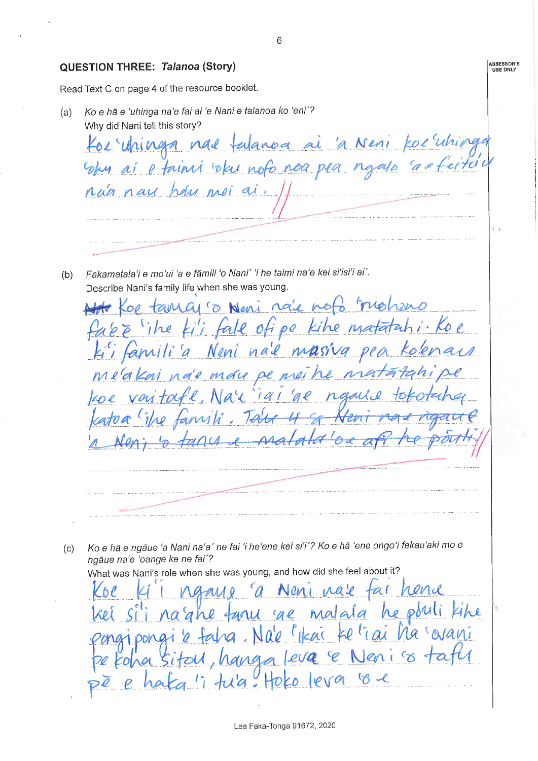## QUESTION THREE: *Talanoa* (Story)

Read Text C on page 4 of the resource booklet.

(a) *Ko e hā e 'uhinga na'e fai ai 'e Nani e talanoa ko 'eni'?*
Why did Nani tell this story?

Koe 'uhinga nae talanoa ai 'a Neni koe 'uhinga 'oku ai e taimi 'oku nofo noa pea ngalo 'a e feitu'u na'a nau haʻu mei ai.

(b) *Fakamatala'i e mo'ui 'a e fāmili 'o Nani' 'i he taimi na'e kei si'isi'i ai'.*
Describe Nani's family life when she was young.

~~Nae~~ Koe tamai 'o ~~Neni~~ Neni nae nofo 'muohono fa'ē 'ihe ki'i fale ofi pe kihe matātahi. Koe ki'i famili 'a Neni na'e masiva pea kolenau me'akai na'e mau pe mei he matātahi pe koe vaitafe. Na'e 'iai 'ae ngaue tokotaha katoa 'ihe famili. ~~Tate 4 'a Neni nae ngaue 'a Neni 'o tanu e malala 'oe afi he pōuli~~

(c) *Ko e hā e ngāue 'a Nani na'a' ne fai 'i he'ene kei si'i'? Ko e hā 'ene ongo'i fekau'aki mo e ngāue na'e 'oange ke ne fai'?*
What was Nani's role when she was young, and how did she feel about it?

Koe ki'i ngaue 'a Neni nae fai hene kei si'i na'ahe tanu 'ae malala he pōuli kihe pongipongi 'e faha. Na'e 'ikai ke 'iai ha 'ovani pe koha sitou, hanga leva 'e Neni 'o tafu pē e haka'i tu'a. Hoko leva 'o e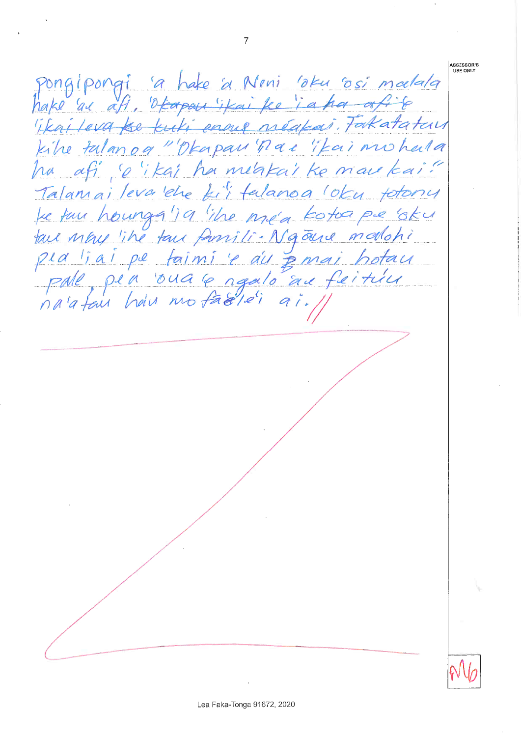pongipongi 'a hake 'a Neni 'oku 'osi malala hake 'a e afi. ~~'Okapau 'ikai ke 'i ai ha afi 'e 'ikai leva ke kuki ennau mē'akai~~. Fakatatau kihe talanoa "'Okapau 'na e 'ikai mo ha'u ha afi 'e 'ikai ha mē'akai ke mau kai!" Talamai leva 'ehe ki'i talanoa 'oku totonu ke tau houngā'ia 'ihe me'a kotoa pe 'oku tau maú 'ihe tau famili. Ngāue mālohi pea 'i ai pe taimi 'e au mai hotau pale, pea 'oua e ngalo 'a e feitu'u na'a tau ha'u mo fā'ele'i ai. //

M6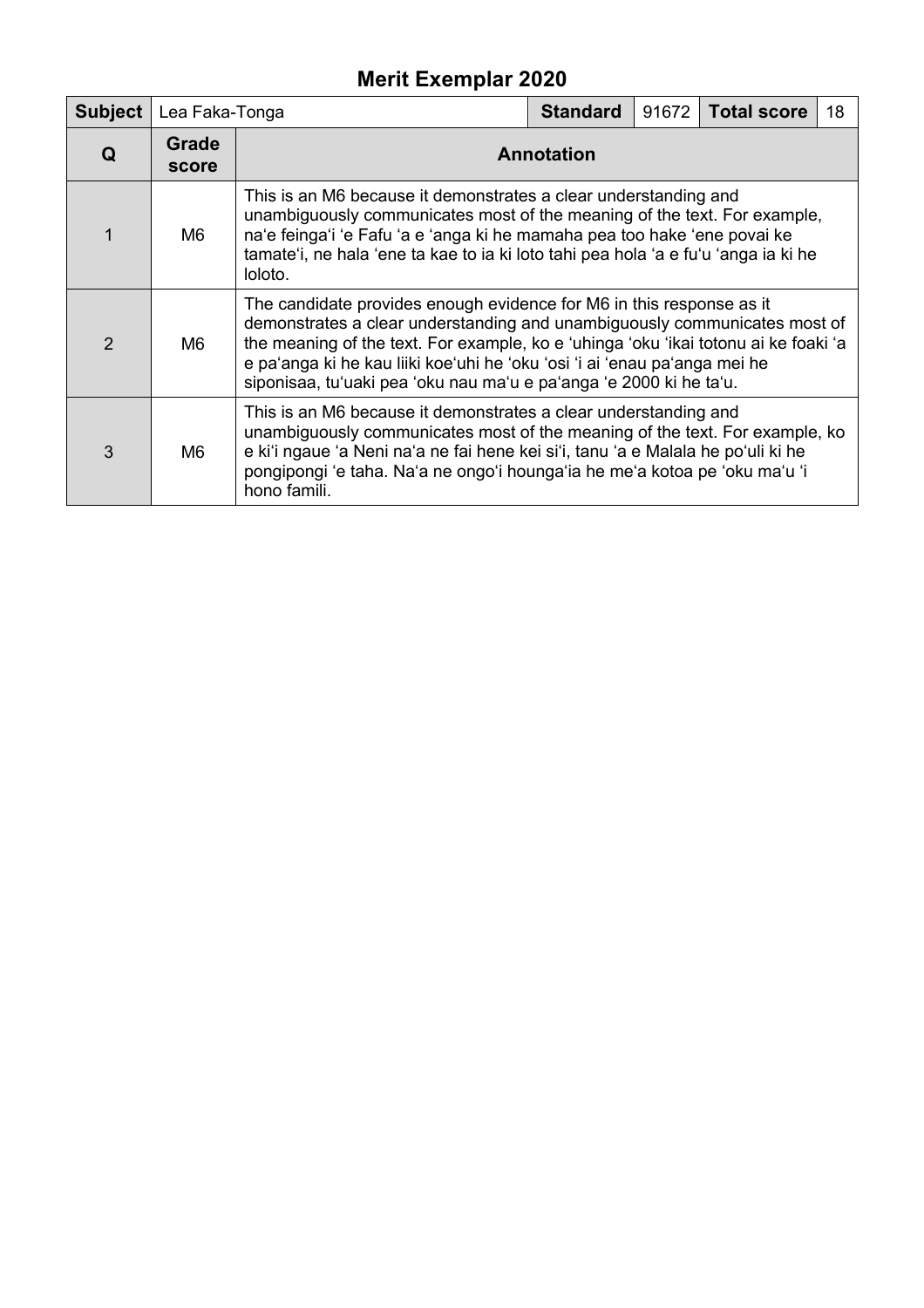# Merit Exemplar 2020

| Subject | Lea Faka-Tonga | Standard | 91672 | Total score | 18 |
|---|---|---|---|---|---|
| **Q** | **Grade score** | **Annotation** | | | |
| 1 | M6 | This is an M6 because it demonstrates a clear understanding and unambiguously communicates most of the meaning of the text. For example, na'e feinga'i 'e Fafu 'a e 'anga ki he mamaha pea too hake 'ene povai ke tamate'i, ne hala 'ene ta kae to ia ki loto tahi pea hola 'a e fu'u 'anga ia ki he loloto. | | | |
| 2 | M6 | The candidate provides enough evidence for M6 in this response as it demonstrates a clear understanding and unambiguously communicates most of the meaning of the text. For example, ko e 'uhinga 'oku 'ikai totonu ai ke foaki 'a e pa'anga ki he kau liiki koe'uhi he 'oku 'osi 'i ai 'enau pa'anga mei he siponisaa, tu'uaki pea 'oku nau ma'u e pa'anga 'e 2000 ki he ta'u. | | | |
| 3 | M6 | This is an M6 because it demonstrates a clear understanding and unambiguously communicates most of the meaning of the text. For example, ko e ki'i ngaue 'a Neni na'a ne fai hene kei si'i, tanu 'a e Malala he po'uli ki he pongipongi 'e taha. Na'a ne ongo'i hounga'ia he me'a kotoa pe 'oku ma'u 'i hono famili. | | | |